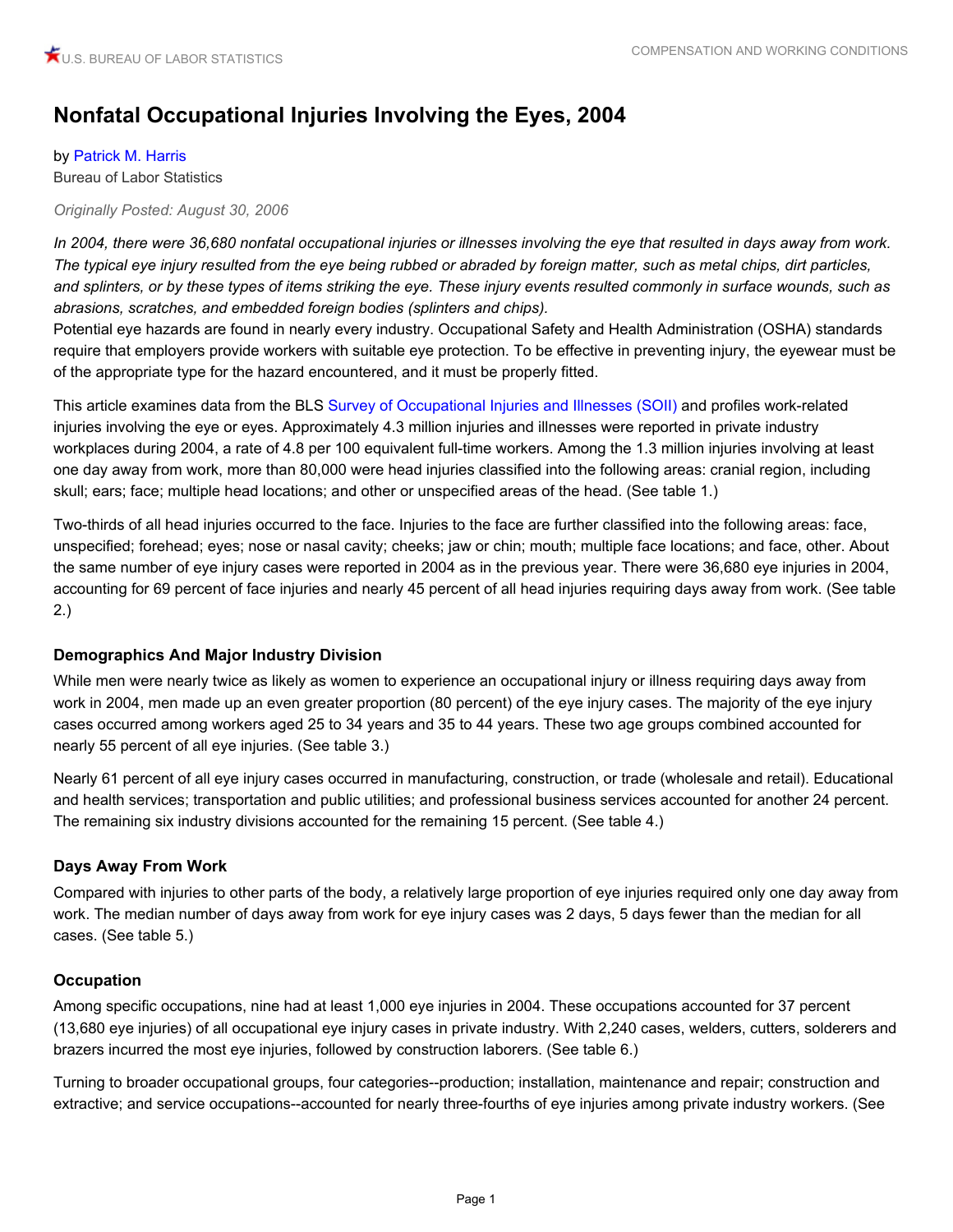# Nonfatal Occupational Injuries Involving the Eyes, 2004

by Patrick M. Harris
Bureau of Labor Statistics

*Originally Posted: August 30, 2006*

*In 2004, there were 36,680 nonfatal occupational injuries or illnesses involving the eye that resulted in days away from work. The typical eye injury resulted from the eye being rubbed or abraded by foreign matter, such as metal chips, dirt particles, and splinters, or by these types of items striking the eye. These injury events resulted commonly in surface wounds, such as abrasions, scratches, and embedded foreign bodies (splinters and chips).*

Potential eye hazards are found in nearly every industry. Occupational Safety and Health Administration (OSHA) standards require that employers provide workers with suitable eye protection. To be effective in preventing injury, the eyewear must be of the appropriate type for the hazard encountered, and it must be properly fitted.

This article examines data from the BLS Survey of Occupational Injuries and Illnesses (SOII) and profiles work-related injuries involving the eye or eyes. Approximately 4.3 million injuries and illnesses were reported in private industry workplaces during 2004, a rate of 4.8 per 100 equivalent full-time workers. Among the 1.3 million injuries involving at least one day away from work, more than 80,000 were head injuries classified into the following areas: cranial region, including skull; ears; face; multiple head locations; and other or unspecified areas of the head. (See table 1.)

Two-thirds of all head injuries occurred to the face. Injuries to the face are further classified into the following areas: face, unspecified; forehead; eyes; nose or nasal cavity; cheeks; jaw or chin; mouth; multiple face locations; and face, other. About the same number of eye injury cases were reported in 2004 as in the previous year. There were 36,680 eye injuries in 2004, accounting for 69 percent of face injuries and nearly 45 percent of all head injuries requiring days away from work. (See table 2.)

### Demographics And Major Industry Division

While men were nearly twice as likely as women to experience an occupational injury or illness requiring days away from work in 2004, men made up an even greater proportion (80 percent) of the eye injury cases. The majority of the eye injury cases occurred among workers aged 25 to 34 years and 35 to 44 years. These two age groups combined accounted for nearly 55 percent of all eye injuries. (See table 3.)

Nearly 61 percent of all eye injury cases occurred in manufacturing, construction, or trade (wholesale and retail). Educational and health services; transportation and public utilities; and professional business services accounted for another 24 percent. The remaining six industry divisions accounted for the remaining 15 percent. (See table 4.)

### Days Away From Work

Compared with injuries to other parts of the body, a relatively large proportion of eye injuries required only one day away from work. The median number of days away from work for eye injury cases was 2 days, 5 days fewer than the median for all cases. (See table 5.)

### Occupation

Among specific occupations, nine had at least 1,000 eye injuries in 2004. These occupations accounted for 37 percent (13,680 eye injuries) of all occupational eye injury cases in private industry. With 2,240 cases, welders, cutters, solderers and brazers incurred the most eye injuries, followed by construction laborers. (See table 6.)

Turning to broader occupational groups, four categories--production; installation, maintenance and repair; construction and extractive; and service occupations--accounted for nearly three-fourths of eye injuries among private industry workers. (See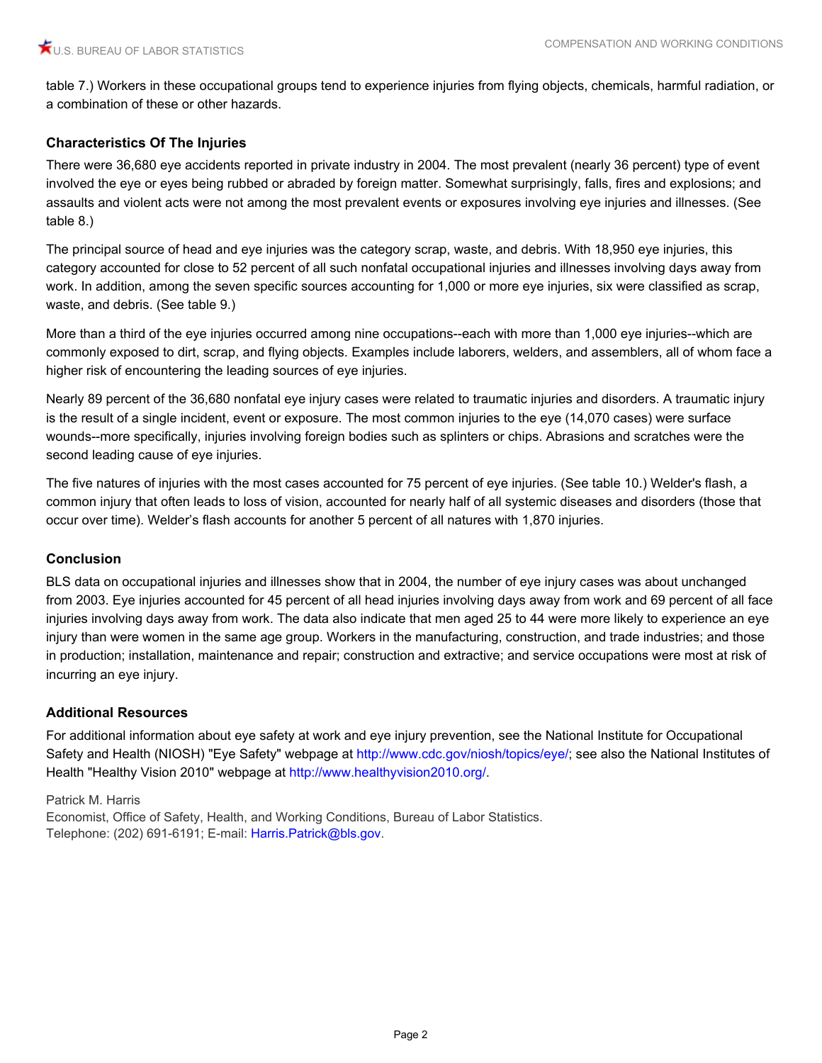table 7.) Workers in these occupational groups tend to experience injuries from flying objects, chemicals, harmful radiation, or a combination of these or other hazards.

### Characteristics Of The Injuries

There were 36,680 eye accidents reported in private industry in 2004. The most prevalent (nearly 36 percent) type of event involved the eye or eyes being rubbed or abraded by foreign matter. Somewhat surprisingly, falls, fires and explosions; and assaults and violent acts were not among the most prevalent events or exposures involving eye injuries and illnesses. (See table 8.)

The principal source of head and eye injuries was the category scrap, waste, and debris. With 18,950 eye injuries, this category accounted for close to 52 percent of all such nonfatal occupational injuries and illnesses involving days away from work. In addition, among the seven specific sources accounting for 1,000 or more eye injuries, six were classified as scrap, waste, and debris. (See table 9.)

More than a third of the eye injuries occurred among nine occupations--each with more than 1,000 eye injuries--which are commonly exposed to dirt, scrap, and flying objects. Examples include laborers, welders, and assemblers, all of whom face a higher risk of encountering the leading sources of eye injuries.

Nearly 89 percent of the 36,680 nonfatal eye injury cases were related to traumatic injuries and disorders. A traumatic injury is the result of a single incident, event or exposure. The most common injuries to the eye (14,070 cases) were surface wounds--more specifically, injuries involving foreign bodies such as splinters or chips. Abrasions and scratches were the second leading cause of eye injuries.

The five natures of injuries with the most cases accounted for 75 percent of eye injuries. (See table 10.) Welder's flash, a common injury that often leads to loss of vision, accounted for nearly half of all systemic diseases and disorders (those that occur over time). Welder's flash accounts for another 5 percent of all natures with 1,870 injuries.

### Conclusion

BLS data on occupational injuries and illnesses show that in 2004, the number of eye injury cases was about unchanged from 2003. Eye injuries accounted for 45 percent of all head injuries involving days away from work and 69 percent of all face injuries involving days away from work. The data also indicate that men aged 25 to 44 were more likely to experience an eye injury than were women in the same age group. Workers in the manufacturing, construction, and trade industries; and those in production; installation, maintenance and repair; construction and extractive; and service occupations were most at risk of incurring an eye injury.

### Additional Resources

For additional information about eye safety at work and eye injury prevention, see the National Institute for Occupational Safety and Health (NIOSH) "Eye Safety" webpage at http://www.cdc.gov/niosh/topics/eye/; see also the National Institutes of Health "Healthy Vision 2010" webpage at http://www.healthyvision2010.org/.

Patrick M. Harris
Economist, Office of Safety, Health, and Working Conditions, Bureau of Labor Statistics.
Telephone: (202) 691-6191; E-mail: Harris.Patrick@bls.gov.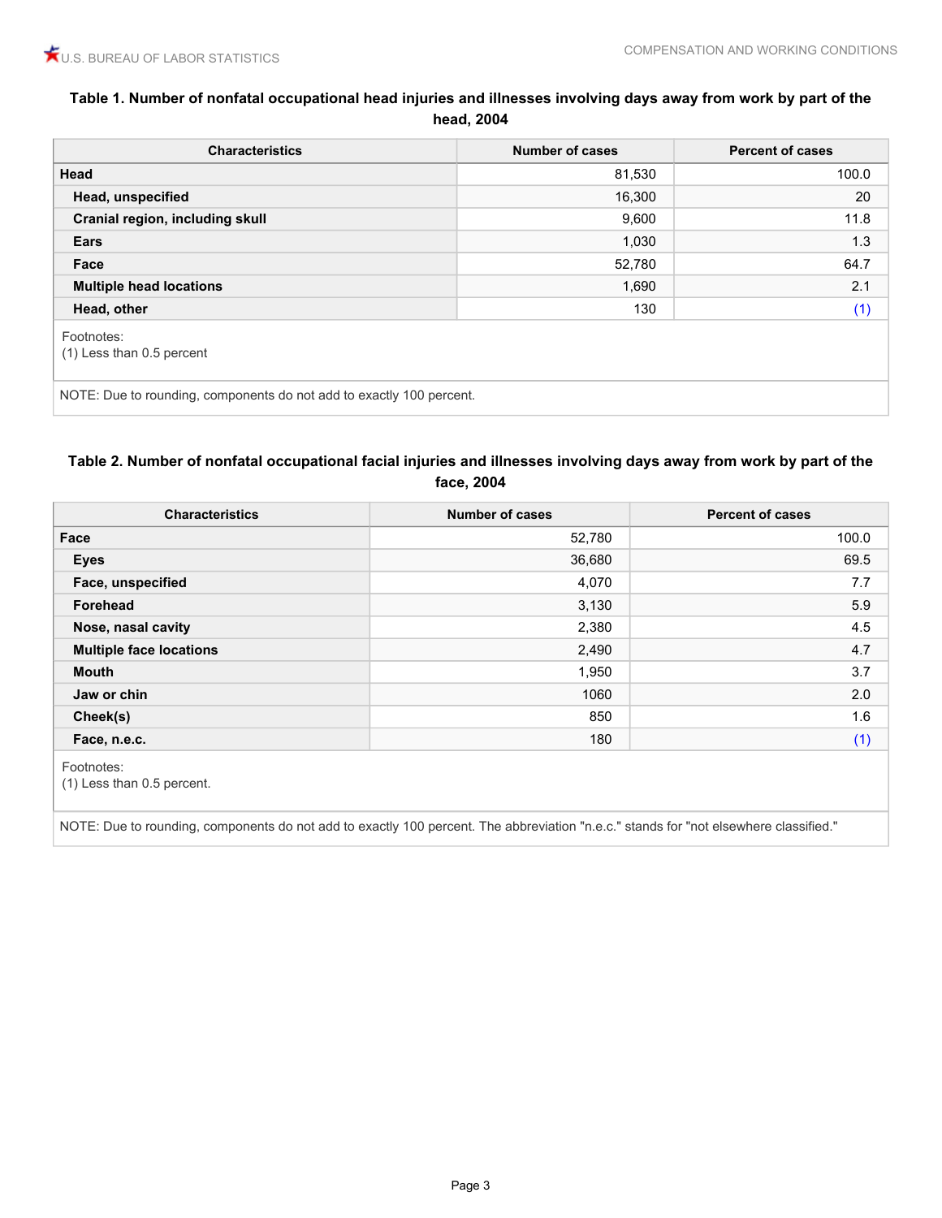### Table 1. Number of nonfatal occupational head injuries and illnesses involving days away from work by part of the head, 2004

| Characteristics | Number of cases | Percent of cases |
| --- | --- | --- |
| **Head** | 81,530 | 100.0 |
| **Head, unspecified** | 16,300 | 20 |
| **Cranial region, including skull** | 9,600 | 11.8 |
| **Ears** | 1,030 | 1.3 |
| **Face** | 52,780 | 64.7 |
| **Multiple head locations** | 1,690 | 2.1 |
| **Head, other** | 130 | (1) |

Footnotes:
(1) Less than 0.5 percent

NOTE: Due to rounding, components do not add to exactly 100 percent.

### Table 2. Number of nonfatal occupational facial injuries and illnesses involving days away from work by part of the face, 2004

| Characteristics | Number of cases | Percent of cases |
| --- | --- | --- |
| **Face** | 52,780 | 100.0 |
| **Eyes** | 36,680 | 69.5 |
| **Face, unspecified** | 4,070 | 7.7 |
| **Forehead** | 3,130 | 5.9 |
| **Nose, nasal cavity** | 2,380 | 4.5 |
| **Multiple face locations** | 2,490 | 4.7 |
| **Mouth** | 1,950 | 3.7 |
| **Jaw or chin** | 1060 | 2.0 |
| **Cheek(s)** | 850 | 1.6 |
| **Face, n.e.c.** | 180 | (1) |

Footnotes:
(1) Less than 0.5 percent.

NOTE: Due to rounding, components do not add to exactly 100 percent. The abbreviation "n.e.c." stands for "not elsewhere classified."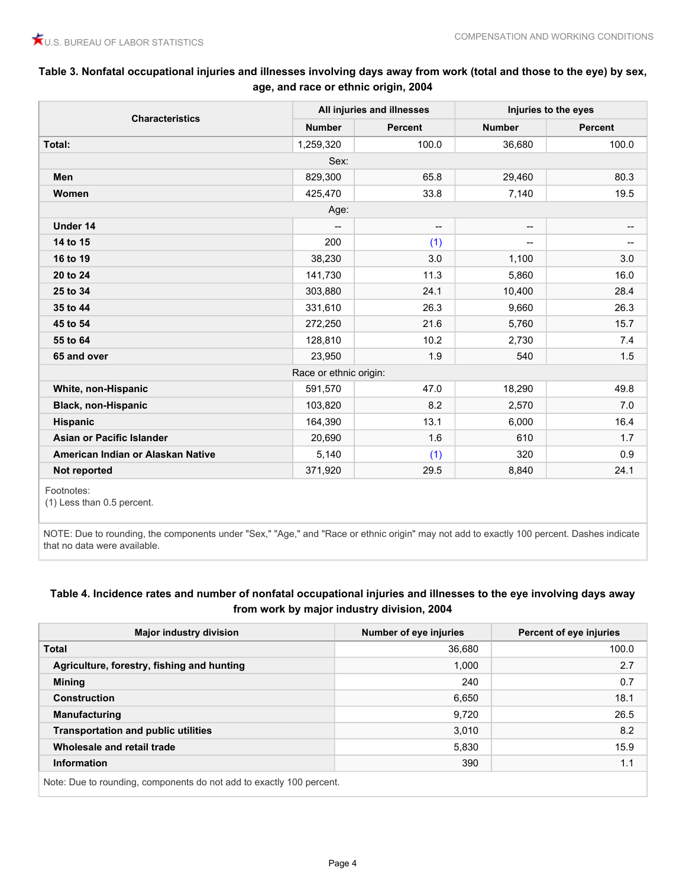### Table 3. Nonfatal occupational injuries and illnesses involving days away from work (total and those to the eye) by sex, age, and race or ethnic origin, 2004

| Characteristics | All injuries and illnesses | | Injuries to the eyes | |
|---|---|---|---|---|
| | Number | Percent | Number | Percent |
| **Total:** | 1,259,320 | 100.0 | 36,680 | 100.0 |
| Sex: | | | | |
| **Men** | 829,300 | 65.8 | 29,460 | 80.3 |
| **Women** | 425,470 | 33.8 | 7,140 | 19.5 |
| Age: | | | | |
| **Under 14** | -- | -- | -- | -- |
| **14 to 15** | 200 | (1) | -- | -- |
| **16 to 19** | 38,230 | 3.0 | 1,100 | 3.0 |
| **20 to 24** | 141,730 | 11.3 | 5,860 | 16.0 |
| **25 to 34** | 303,880 | 24.1 | 10,400 | 28.4 |
| **35 to 44** | 331,610 | 26.3 | 9,660 | 26.3 |
| **45 to 54** | 272,250 | 21.6 | 5,760 | 15.7 |
| **55 to 64** | 128,810 | 10.2 | 2,730 | 7.4 |
| **65 and over** | 23,950 | 1.9 | 540 | 1.5 |
| Race or ethnic origin: | | | | |
| **White, non-Hispanic** | 591,570 | 47.0 | 18,290 | 49.8 |
| **Black, non-Hispanic** | 103,820 | 8.2 | 2,570 | 7.0 |
| **Hispanic** | 164,390 | 13.1 | 6,000 | 16.4 |
| **Asian or Pacific Islander** | 20,690 | 1.6 | 610 | 1.7 |
| **American Indian or Alaskan Native** | 5,140 | (1) | 320 | 0.9 |
| **Not reported** | 371,920 | 29.5 | 8,840 | 24.1 |

Footnotes:
(1) Less than 0.5 percent.

NOTE: Due to rounding, the components under "Sex," "Age," and "Race or ethnic origin" may not add to exactly 100 percent. Dashes indicate that no data were available.

### Table 4. Incidence rates and number of nonfatal occupational injuries and illnesses to the eye involving days away from work by major industry division, 2004

| Major industry division | Number of eye injuries | Percent of eye injuries |
|---|---|---|
| **Total** | 36,680 | 100.0 |
| **Agriculture, forestry, fishing and hunting** | 1,000 | 2.7 |
| **Mining** | 240 | 0.7 |
| **Construction** | 6,650 | 18.1 |
| **Manufacturing** | 9,720 | 26.5 |
| **Transportation and public utilities** | 3,010 | 8.2 |
| **Wholesale and retail trade** | 5,830 | 15.9 |
| **Information** | 390 | 1.1 |

Note: Due to rounding, components do not add to exactly 100 percent.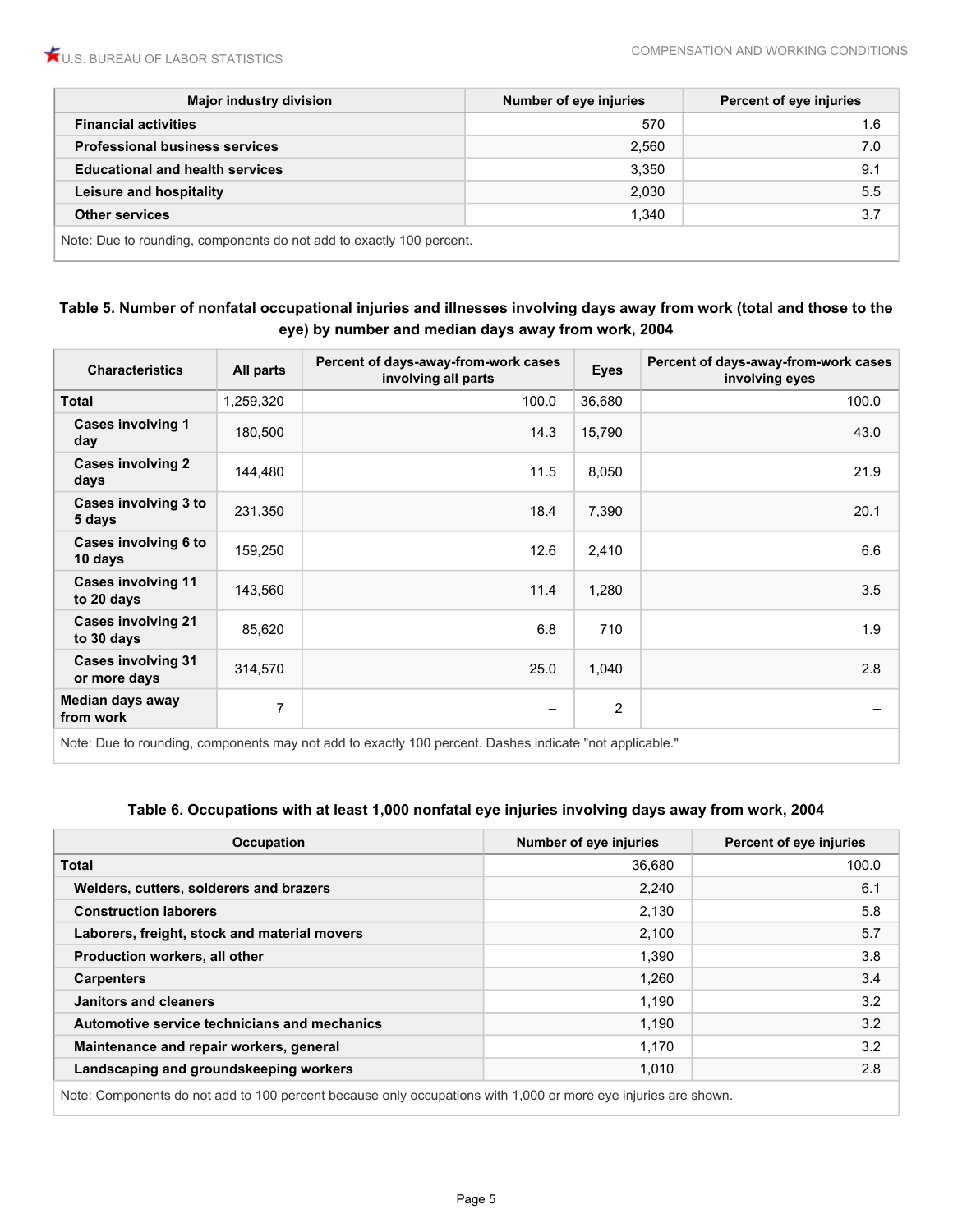| Major industry division | Number of eye injuries | Percent of eye injuries |
|---|---|---|
| Financial activities | 570 | 1.6 |
| Professional business services | 2,560 | 7.0 |
| Educational and health services | 3,350 | 9.1 |
| Leisure and hospitality | 2,030 | 5.5 |
| Other services | 1,340 | 3.7 |

Note: Due to rounding, components do not add to exactly 100 percent.

### Table 5. Number of nonfatal occupational injuries and illnesses involving days away from work (total and those to the eye) by number and median days away from work, 2004

| Characteristics | All parts | Percent of days-away-from-work cases involving all parts | Eyes | Percent of days-away-from-work cases involving eyes |
|---|---|---|---|---|
| Total | 1,259,320 | 100.0 | 36,680 | 100.0 |
| Cases involving 1 day | 180,500 | 14.3 | 15,790 | 43.0 |
| Cases involving 2 days | 144,480 | 11.5 | 8,050 | 21.9 |
| Cases involving 3 to 5 days | 231,350 | 18.4 | 7,390 | 20.1 |
| Cases involving 6 to 10 days | 159,250 | 12.6 | 2,410 | 6.6 |
| Cases involving 11 to 20 days | 143,560 | 11.4 | 1,280 | 3.5 |
| Cases involving 21 to 30 days | 85,620 | 6.8 | 710 | 1.9 |
| Cases involving 31 or more days | 314,570 | 25.0 | 1,040 | 2.8 |
| Median days away from work | 7 | – | 2 | – |

Note: Due to rounding, components may not add to exactly 100 percent. Dashes indicate "not applicable."

### Table 6. Occupations with at least 1,000 nonfatal eye injuries involving days away from work, 2004

| Occupation | Number of eye injuries | Percent of eye injuries |
|---|---|---|
| Total | 36,680 | 100.0 |
| Welders, cutters, solderers and brazers | 2,240 | 6.1 |
| Construction laborers | 2,130 | 5.8 |
| Laborers, freight, stock and material movers | 2,100 | 5.7 |
| Production workers, all other | 1,390 | 3.8 |
| Carpenters | 1,260 | 3.4 |
| Janitors and cleaners | 1,190 | 3.2 |
| Automotive service technicians and mechanics | 1,190 | 3.2 |
| Maintenance and repair workers, general | 1,170 | 3.2 |
| Landscaping and groundskeeping workers | 1,010 | 2.8 |

Note: Components do not add to 100 percent because only occupations with 1,000 or more eye injuries are shown.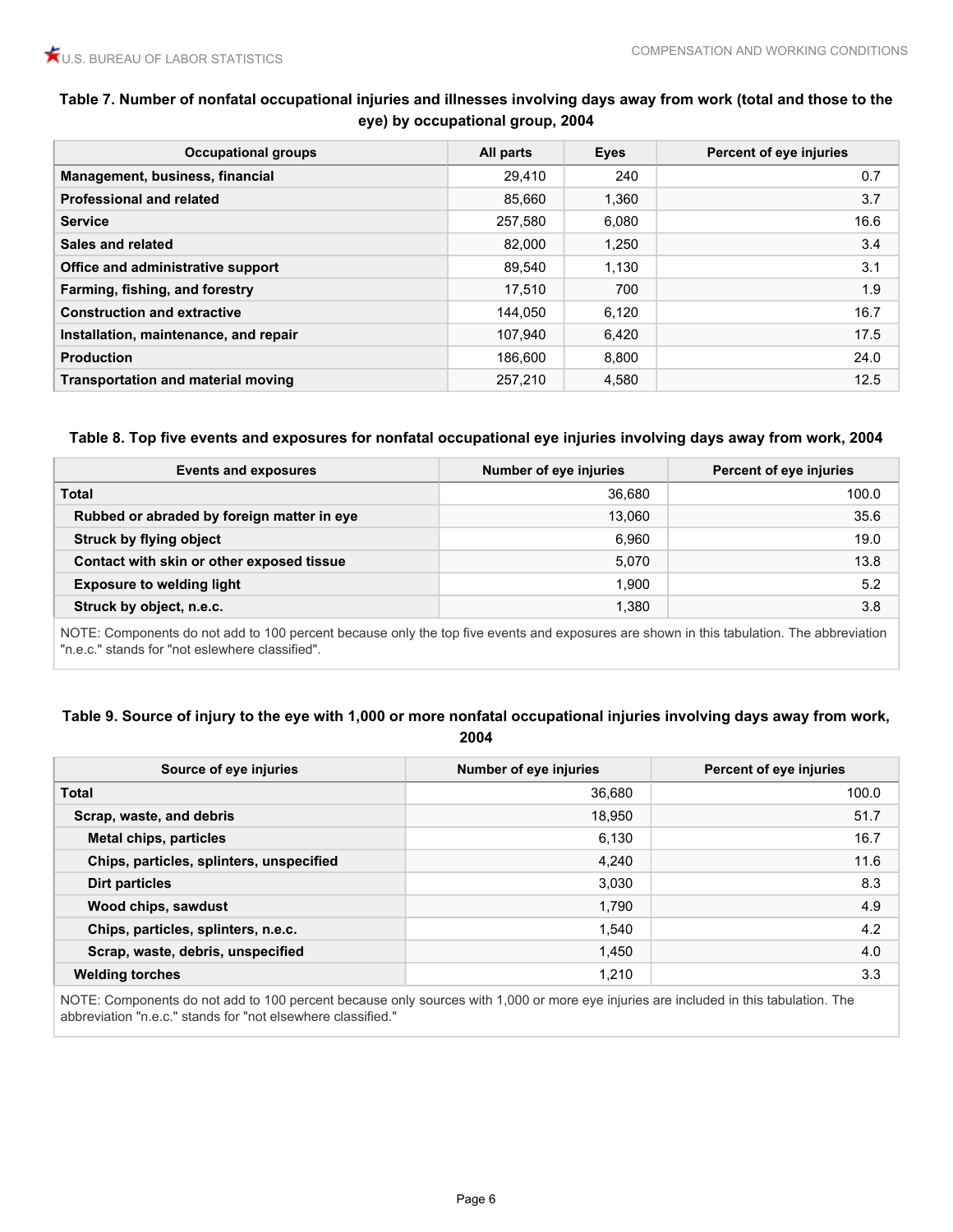**Table 7. Number of nonfatal occupational injuries and illnesses involving days away from work (total and those to the eye) by occupational group, 2004**

| Occupational groups | All parts | Eyes | Percent of eye injuries |
|---|---|---|---|
| Management, business, financial | 29,410 | 240 | 0.7 |
| Professional and related | 85,660 | 1,360 | 3.7 |
| Service | 257,580 | 6,080 | 16.6 |
| Sales and related | 82,000 | 1,250 | 3.4 |
| Office and administrative support | 89,540 | 1,130 | 3.1 |
| Farming, fishing, and forestry | 17,510 | 700 | 1.9 |
| Construction and extractive | 144,050 | 6,120 | 16.7 |
| Installation, maintenance, and repair | 107,940 | 6,420 | 17.5 |
| Production | 186,600 | 8,800 | 24.0 |
| Transportation and material moving | 257,210 | 4,580 | 12.5 |

**Table 8. Top five events and exposures for nonfatal occupational eye injuries involving days away from work, 2004**

| Events and exposures | Number of eye injuries | Percent of eye injuries |
|---|---|---|
| Total | 36,680 | 100.0 |
| Rubbed or abraded by foreign matter in eye | 13,060 | 35.6 |
| Struck by flying object | 6,960 | 19.0 |
| Contact with skin or other exposed tissue | 5,070 | 13.8 |
| Exposure to welding light | 1,900 | 5.2 |
| Struck by object, n.e.c. | 1,380 | 3.8 |

NOTE: Components do not add to 100 percent because only the top five events and exposures are shown in this tabulation. The abbreviation "n.e.c." stands for "not eslewhere classified".

**Table 9. Source of injury to the eye with 1,000 or more nonfatal occupational injuries involving days away from work, 2004**

| Source of eye injuries | Number of eye injuries | Percent of eye injuries |
|---|---|---|
| Total | 36,680 | 100.0 |
| Scrap, waste, and debris | 18,950 | 51.7 |
| Metal chips, particles | 6,130 | 16.7 |
| Chips, particles, splinters, unspecified | 4,240 | 11.6 |
| Dirt particles | 3,030 | 8.3 |
| Wood chips, sawdust | 1,790 | 4.9 |
| Chips, particles, splinters, n.e.c. | 1,540 | 4.2 |
| Scrap, waste, debris, unspecified | 1,450 | 4.0 |
| Welding torches | 1,210 | 3.3 |

NOTE: Components do not add to 100 percent because only sources with 1,000 or more eye injuries are included in this tabulation. The abbreviation "n.e.c." stands for "not elsewhere classified."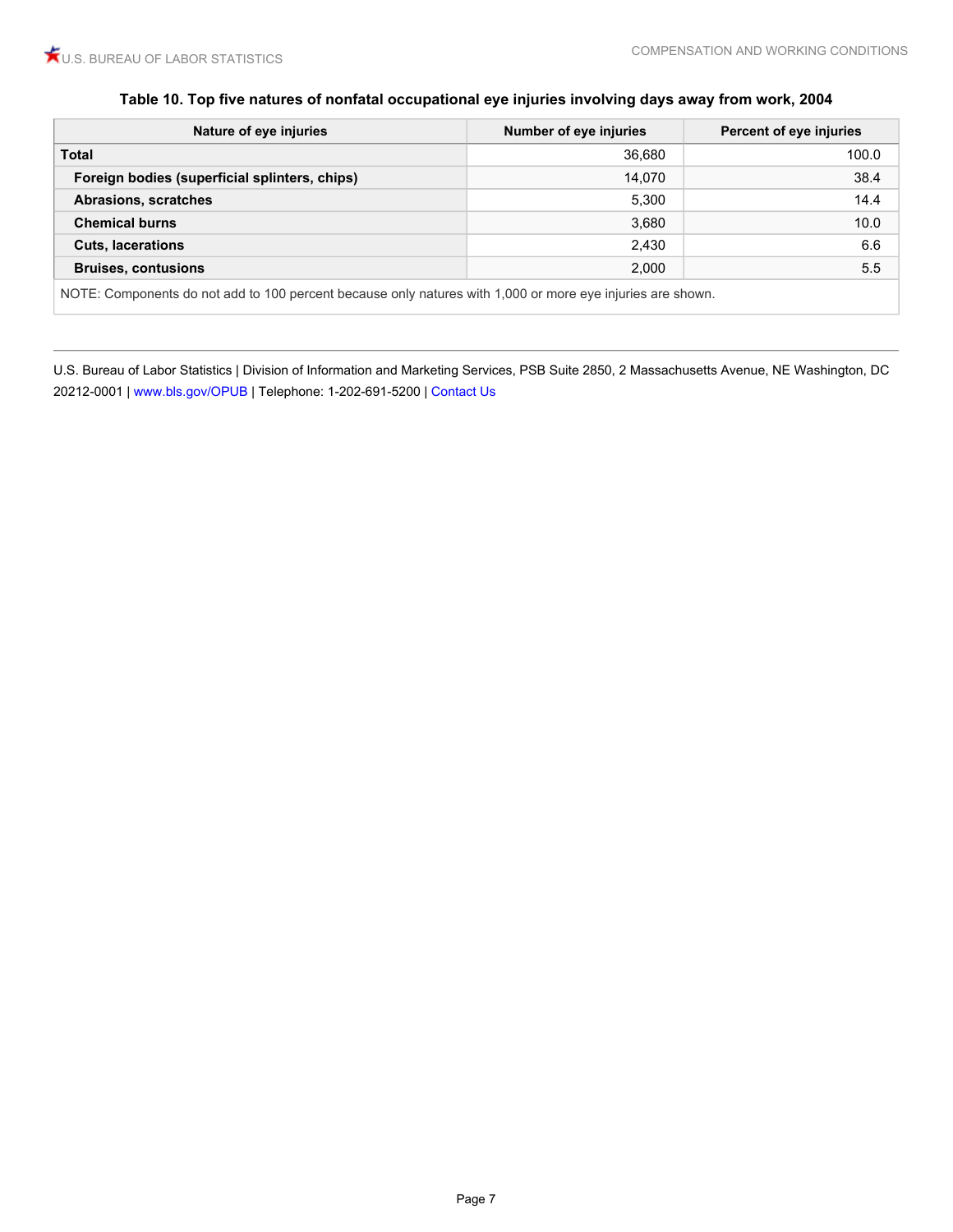**Table 10. Top five natures of nonfatal occupational eye injuries involving days away from work, 2004**

| Nature of eye injuries | Number of eye injuries | Percent of eye injuries |
| --- | --- | --- |
| **Total** | 36,680 | 100.0 |
| **Foreign bodies (superficial splinters, chips)** | 14,070 | 38.4 |
| **Abrasions, scratches** | 5,300 | 14.4 |
| **Chemical burns** | 3,680 | 10.0 |
| **Cuts, lacerations** | 2,430 | 6.6 |
| **Bruises, contusions** | 2,000 | 5.5 |

NOTE: Components do not add to 100 percent because only natures with 1,000 or more eye injuries are shown.

---

U.S. Bureau of Labor Statistics | Division of Information and Marketing Services, PSB Suite 2850, 2 Massachusetts Avenue, NE Washington, DC 20212-0001 | www.bls.gov/OPUB | Telephone: 1-202-691-5200 | Contact Us